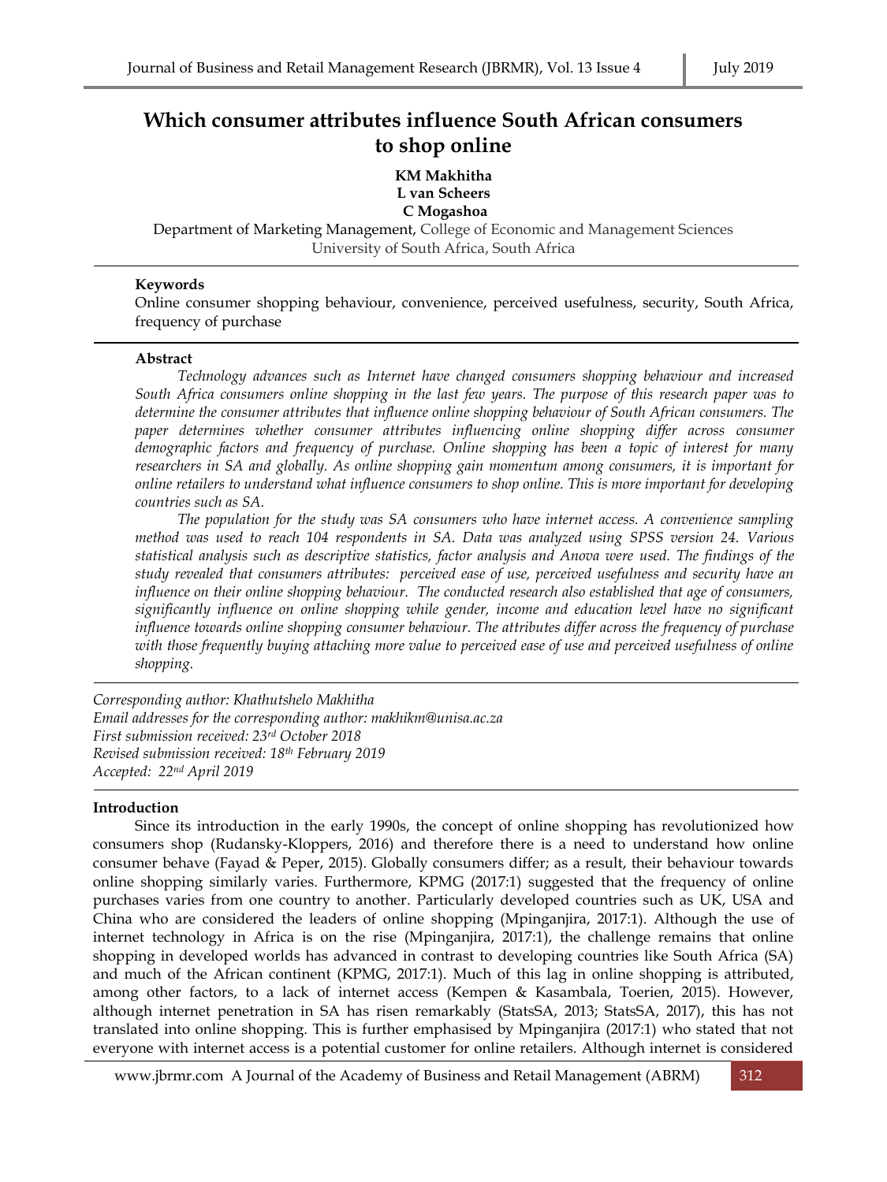# Which consumer attributes influence South African consumers to shop online

**KM Makhitha**
**L van Scheers**
**C Mogashoa**

Department of Marketing Management, College of Economic and Management Sciences
University of South Africa, South Africa

### Keywords

Online consumer shopping behaviour, convenience, perceived usefulness, security, South Africa, frequency of purchase

### Abstract

*Technology advances such as Internet have changed consumers shopping behaviour and increased South Africa consumers online shopping in the last few years. The purpose of this research paper was to determine the consumer attributes that influence online shopping behaviour of South African consumers. The paper determines whether consumer attributes influencing online shopping differ across consumer demographic factors and frequency of purchase. Online shopping has been a topic of interest for many researchers in SA and globally. As online shopping gain momentum among consumers, it is important for online retailers to understand what influence consumers to shop online. This is more important for developing countries such as SA.*

*The population for the study was SA consumers who have internet access. A convenience sampling method was used to reach 104 respondents in SA. Data was analyzed using SPSS version 24. Various statistical analysis such as descriptive statistics, factor analysis and Anova were used. The findings of the study revealed that consumers attributes: perceived ease of use, perceived usefulness and security have an influence on their online shopping behaviour. The conducted research also established that age of consumers, significantly influence on online shopping while gender, income and education level have no significant influence towards online shopping consumer behaviour. The attributes differ across the frequency of purchase with those frequently buying attaching more value to perceived ease of use and perceived usefulness of online shopping.*

*Corresponding author: Khathutshelo Makhitha*
*Email addresses for the corresponding author: makhikm@unisa.ac.za*
*First submission received: 23rd October 2018*
*Revised submission received: 18th February 2019*
*Accepted: 22nd April 2019*

### Introduction

Since its introduction in the early 1990s, the concept of online shopping has revolutionized how consumers shop (Rudansky-Kloppers, 2016) and therefore there is a need to understand how online consumer behave (Fayad & Peper, 2015). Globally consumers differ; as a result, their behaviour towards online shopping similarly varies. Furthermore, KPMG (2017:1) suggested that the frequency of online purchases varies from one country to another. Particularly developed countries such as UK, USA and China who are considered the leaders of online shopping (Mpinganjira, 2017:1). Although the use of internet technology in Africa is on the rise (Mpinganjira, 2017:1), the challenge remains that online shopping in developed worlds has advanced in contrast to developing countries like South Africa (SA) and much of the African continent (KPMG, 2017:1). Much of this lag in online shopping is attributed, among other factors, to a lack of internet access (Kempen & Kasambala, Toerien, 2015). However, although internet penetration in SA has risen remarkably (StatsSA, 2013; StatsSA, 2017), this has not translated into online shopping. This is further emphasised by Mpinganjira (2017:1) who stated that not everyone with internet access is a potential customer for online retailers. Although internet is considered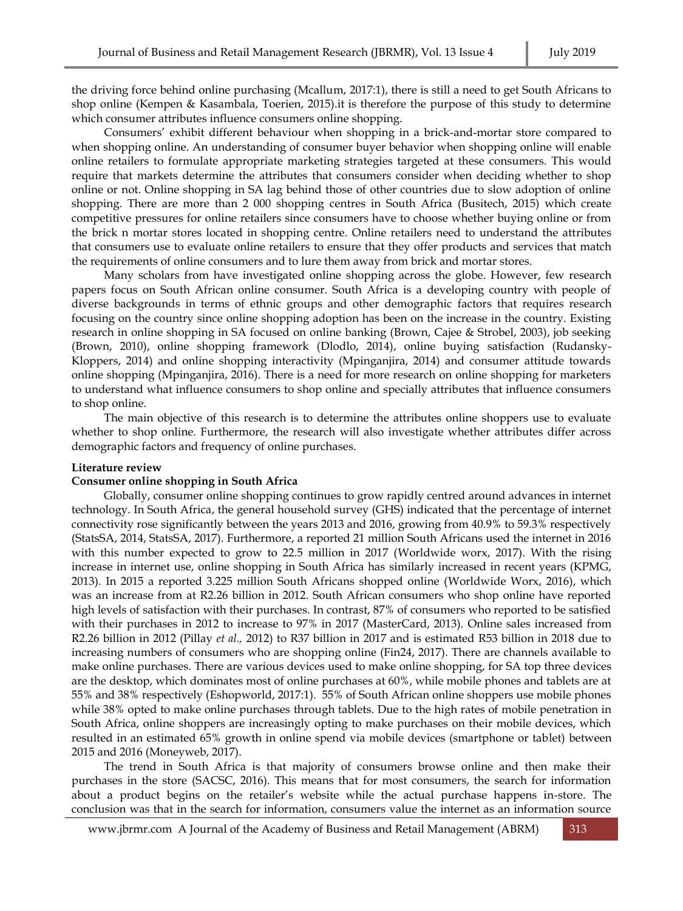the driving force behind online purchasing (Mcallum, 2017:1), there is still a need to get South Africans to shop online (Kempen & Kasambala, Toerien, 2015).it is therefore the purpose of this study to determine which consumer attributes influence consumers online shopping.

Consumers' exhibit different behaviour when shopping in a brick-and-mortar store compared to when shopping online. An understanding of consumer buyer behavior when shopping online will enable online retailers to formulate appropriate marketing strategies targeted at these consumers. This would require that markets determine the attributes that consumers consider when deciding whether to shop online or not. Online shopping in SA lag behind those of other countries due to slow adoption of online shopping. There are more than 2 000 shopping centres in South Africa (Busitech, 2015) which create competitive pressures for online retailers since consumers have to choose whether buying online or from the brick n mortar stores located in shopping centre. Online retailers need to understand the attributes that consumers use to evaluate online retailers to ensure that they offer products and services that match the requirements of online consumers and to lure them away from brick and mortar stores.

Many scholars from have investigated online shopping across the globe. However, few research papers focus on South African online consumer. South Africa is a developing country with people of diverse backgrounds in terms of ethnic groups and other demographic factors that requires research focusing on the country since online shopping adoption has been on the increase in the country. Existing research in online shopping in SA focused on online banking (Brown, Cajee & Strobel, 2003), job seeking (Brown, 2010), online shopping framework (Dlodlo, 2014), online buying satisfaction (Rudansky-Kloppers, 2014) and online shopping interactivity (Mpinganjira, 2014) and consumer attitude towards online shopping (Mpinganjira, 2016). There is a need for more research on online shopping for marketers to understand what influence consumers to shop online and specially attributes that influence consumers to shop online.

The main objective of this research is to determine the attributes online shoppers use to evaluate whether to shop online. Furthermore, the research will also investigate whether attributes differ across demographic factors and frequency of online purchases.

## Literature review

### Consumer online shopping in South Africa

Globally, consumer online shopping continues to grow rapidly centred around advances in internet technology. In South Africa, the general household survey (GHS) indicated that the percentage of internet connectivity rose significantly between the years 2013 and 2016, growing from 40.9% to 59.3% respectively (StatsSA, 2014, StatsSA, 2017). Furthermore, a reported 21 million South Africans used the internet in 2016 with this number expected to grow to 22.5 million in 2017 (Worldwide worx, 2017). With the rising increase in internet use, online shopping in South Africa has similarly increased in recent years (KPMG, 2013). In 2015 a reported 3.225 million South Africans shopped online (Worldwide Worx, 2016), which was an increase from at R2.26 billion in 2012. South African consumers who shop online have reported high levels of satisfaction with their purchases. In contrast, 87% of consumers who reported to be satisfied with their purchases in 2012 to increase to 97% in 2017 (MasterCard, 2013). Online sales increased from R2.26 billion in 2012 (Pillay *et al.,* 2012) to R37 billion in 2017 and is estimated R53 billion in 2018 due to increasing numbers of consumers who are shopping online (Fin24, 2017). There are channels available to make online purchases. There are various devices used to make online shopping, for SA top three devices are the desktop, which dominates most of online purchases at 60%, while mobile phones and tablets are at 55% and 38% respectively (Eshopworld, 2017:1). 55% of South African online shoppers use mobile phones while 38% opted to make online purchases through tablets. Due to the high rates of mobile penetration in South Africa, online shoppers are increasingly opting to make purchases on their mobile devices, which resulted in an estimated 65% growth in online spend via mobile devices (smartphone or tablet) between 2015 and 2016 (Moneyweb, 2017).

The trend in South Africa is that majority of consumers browse online and then make their purchases in the store (SACSC, 2016). This means that for most consumers, the search for information about a product begins on the retailer's website while the actual purchase happens in-store. The conclusion was that in the search for information, consumers value the internet as an information source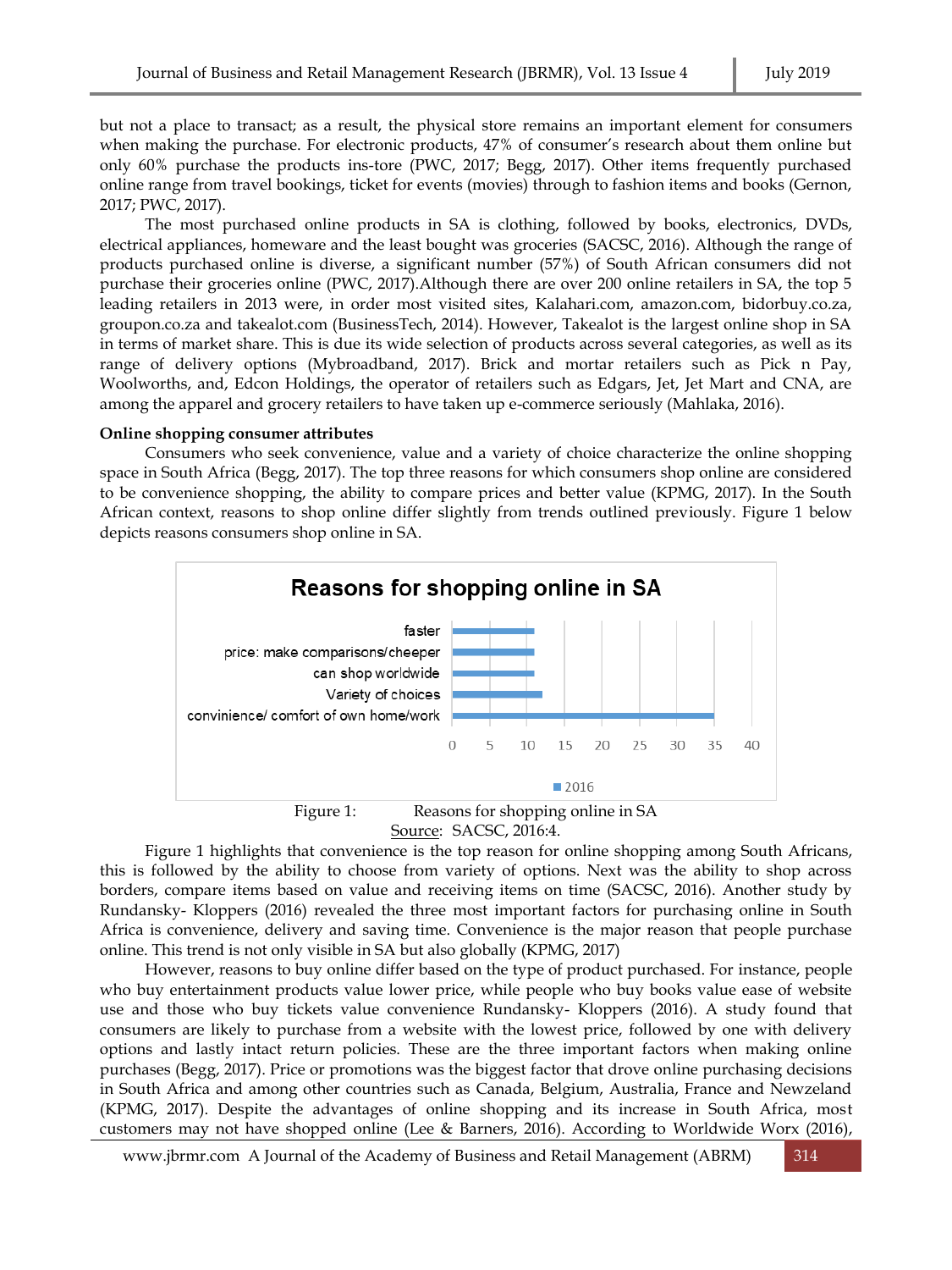but not a place to transact; as a result, the physical store remains an important element for consumers when making the purchase. For electronic products, 47% of consumer's research about them online but only 60% purchase the products ins-tore (PWC, 2017; Begg, 2017). Other items frequently purchased online range from travel bookings, ticket for events (movies) through to fashion items and books (Gernon, 2017; PWC, 2017).

The most purchased online products in SA is clothing, followed by books, electronics, DVDs, electrical appliances, homeware and the least bought was groceries (SACSC, 2016). Although the range of products purchased online is diverse, a significant number (57%) of South African consumers did not purchase their groceries online (PWC, 2017).Although there are over 200 online retailers in SA, the top 5 leading retailers in 2013 were, in order most visited sites, Kalahari.com, amazon.com, bidorbuy.co.za, groupon.co.za and takealot.com (BusinessTech, 2014). However, Takealot is the largest online shop in SA in terms of market share. This is due its wide selection of products across several categories, as well as its range of delivery options (Mybroadband, 2017). Brick and mortar retailers such as Pick n Pay, Woolworths, and, Edcon Holdings, the operator of retailers such as Edgars, Jet, Jet Mart and CNA, are among the apparel and grocery retailers to have taken up e-commerce seriously (Mahlaka, 2016).

**Online shopping consumer attributes**

Consumers who seek convenience, value and a variety of choice characterize the online shopping space in South Africa (Begg, 2017). The top three reasons for which consumers shop online are considered to be convenience shopping, the ability to compare prices and better value (KPMG, 2017). In the South African context, reasons to shop online differ slightly from trends outlined previously. Figure 1 below depicts reasons consumers shop online in SA.

Figure 1: Reasons for shopping online in SA

Source: SACSC, 2016:4.

Figure 1 highlights that convenience is the top reason for online shopping among South Africans, this is followed by the ability to choose from variety of options. Next was the ability to shop across borders, compare items based on value and receiving items on time (SACSC, 2016). Another study by Rundansky- Kloppers (2016) revealed the three most important factors for purchasing online in South Africa is convenience, delivery and saving time. Convenience is the major reason that people purchase online. This trend is not only visible in SA but also globally (KPMG, 2017)

However, reasons to buy online differ based on the type of product purchased. For instance, people who buy entertainment products value lower price, while people who buy books value ease of website use and those who buy tickets value convenience Rundansky- Kloppers (2016). A study found that consumers are likely to purchase from a website with the lowest price, followed by one with delivery options and saving time and lastly intact return policies. These are the three important factors when making online purchases (Begg, 2017). Price or promotions was the biggest factor that drove online purchasing decisions in South Africa and among other countries such as Canada, Belgium, Australia, France and Newzeland (KPMG, 2017). Despite the advantages of online shopping and its increase in South Africa, most customers may not have shopped online (Lee & Barners, 2016). According to Worldwide Worx (2016),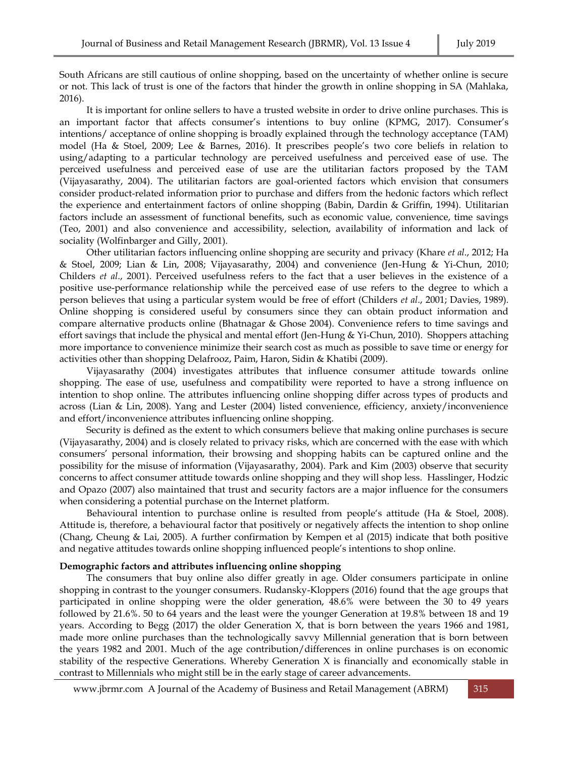South Africans are still cautious of online shopping, based on the uncertainty of whether online is secure or not. This lack of trust is one of the factors that hinder the growth in online shopping in SA (Mahlaka, 2016).

It is important for online sellers to have a trusted website in order to drive online purchases. This is an important factor that affects consumer's intentions to buy online (KPMG, 2017). Consumer's intentions/ acceptance of online shopping is broadly explained through the technology acceptance (TAM) model (Ha & Stoel, 2009; Lee & Barnes, 2016). It prescribes people's two core beliefs in relation to using/adapting to a particular technology are perceived usefulness and perceived ease of use. The perceived usefulness and perceived ease of use are the utilitarian factors proposed by the TAM (Vijayasarathy, 2004). The utilitarian factors are goal-oriented factors which envision that consumers consider product-related information prior to purchase and differs from the hedonic factors which reflect the experience and entertainment factors of online shopping (Babin, Dardin & Griffin, 1994). Utilitarian factors include an assessment of functional benefits, such as economic value, convenience, time savings (Teo, 2001) and also convenience and accessibility, selection, availability of information and lack of sociality (Wolfinbarger and Gilly, 2001).

Other utilitarian factors influencing online shopping are security and privacy (Khare *et al*., 2012; Ha & Stoel, 2009; Lian & Lin, 2008; Vijayasarathy, 2004) and convenience (Jen-Hung & Yi-Chun, 2010; Childers *et al*., 2001). Perceived usefulness refers to the fact that a user believes in the existence of a positive use-performance relationship while the perceived ease of use refers to the degree to which a person believes that using a particular system would be free of effort (Childers *et al*., 2001; Davies, 1989). Online shopping is considered useful by consumers since they can obtain product information and compare alternative products online (Bhatnagar & Ghose 2004). Convenience refers to time savings and effort savings that include the physical and mental effort (Jen-Hung & Yi-Chun, 2010). Shoppers attaching more importance to convenience minimize their search cost as much as possible to save time or energy for activities other than shopping Delafrooz, Paim, Haron, Sidin & Khatibi (2009).

Vijayasarathy (2004) investigates attributes that influence consumer attitude towards online shopping. The ease of use, usefulness and compatibility were reported to have a strong influence on intention to shop online. The attributes influencing online shopping differ across types of products and across (Lian & Lin, 2008). Yang and Lester (2004) listed convenience, efficiency, anxiety/inconvenience and effort/inconvenience attributes influencing online shopping.

Security is defined as the extent to which consumers believe that making online purchases is secure (Vijayasarathy, 2004) and is closely related to privacy risks, which are concerned with the ease with which consumers' personal information, their browsing and shopping habits can be captured online and the possibility for the misuse of information (Vijayasarathy, 2004). Park and Kim (2003) observe that security concerns to affect consumer attitude towards online shopping and they will shop less. Hasslinger, Hodzic and Opazo (2007) also maintained that trust and security factors are a major influence for the consumers when considering a potential purchase on the Internet platform.

Behavioural intention to purchase online is resulted from people's attitude (Ha & Stoel, 2008). Attitude is, therefore, a behavioural factor that positively or negatively affects the intention to shop online (Chang, Cheung & Lai, 2005). A further confirmation by Kempen et al (2015) indicate that both positive and negative attitudes towards online shopping influenced people's intentions to shop online.

**Demographic factors and attributes influencing online shopping**

The consumers that buy online also differ greatly in age. Older consumers participate in online shopping in contrast to the younger consumers. Rudansky-Kloppers (2016) found that the age groups that participated in online shopping were the older generation, 48.6% were between the 30 to 49 years followed by 21.6%. 50 to 64 years and the least were the younger Generation at 19.8% between 18 and 19 years. According to Begg (2017) the older Generation X, that is born between the years 1966 and 1981, made more online purchases than the technologically savvy Millennial generation that is born between the years 1982 and 2001. Much of the age contribution/differences in online purchases is on economic stability of the respective Generations. Whereby Generation X is financially and economically stable in contrast to Millennials who might still be in the early stage of career advancements.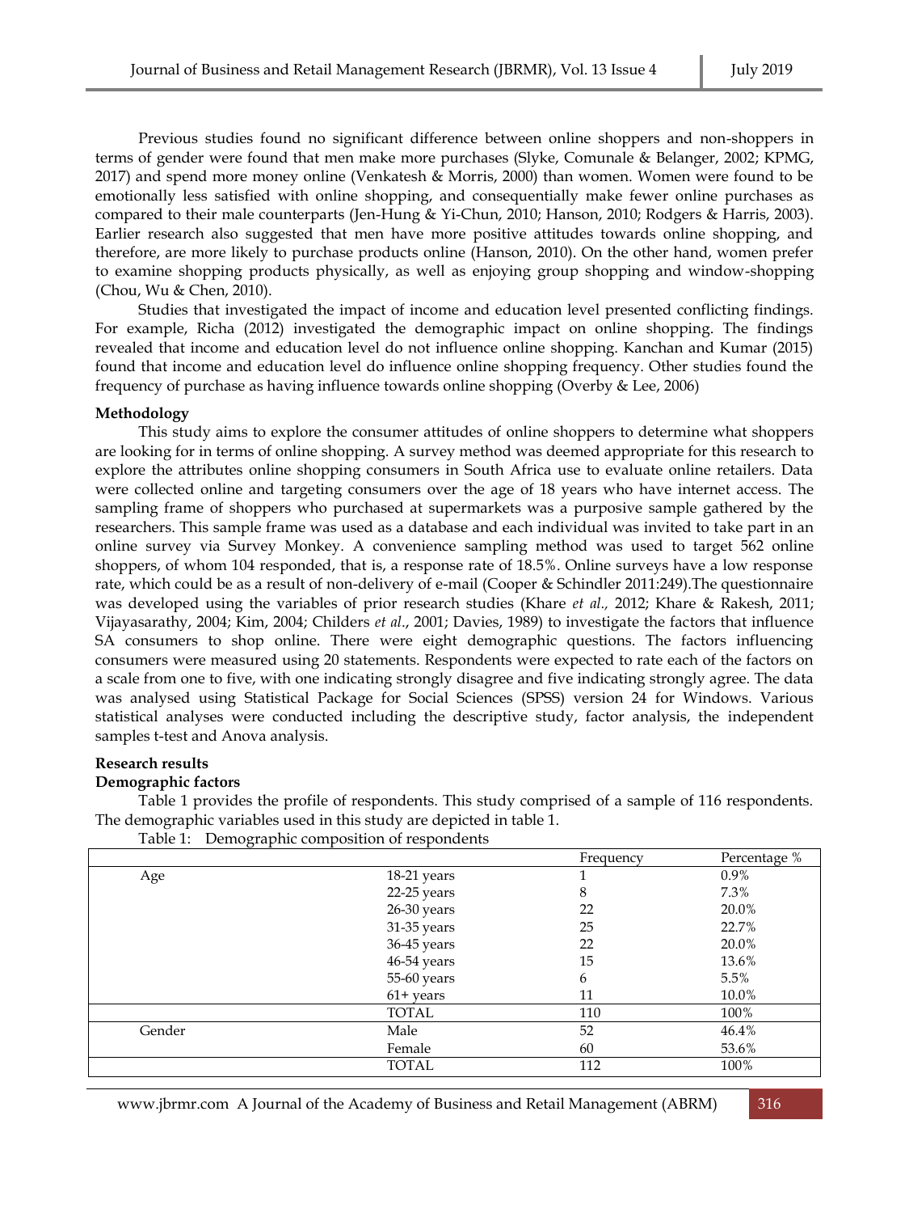Previous studies found no significant difference between online shoppers and non-shoppers in terms of gender were found that men make more purchases (Slyke, Comunale & Belanger, 2002; KPMG, 2017) and spend more money online (Venkatesh & Morris, 2000) than women. Women were found to be emotionally less satisfied with online shopping, and consequentially make fewer online purchases as compared to their male counterparts (Jen-Hung & Yi-Chun, 2010; Hanson, 2010; Rodgers & Harris, 2003). Earlier research also suggested that men have more positive attitudes towards online shopping, and therefore, are more likely to purchase products online (Hanson, 2010). On the other hand, women prefer to examine shopping products physically, as well as enjoying group shopping and window-shopping (Chou, Wu & Chen, 2010).

Studies that investigated the impact of income and education level presented conflicting findings. For example, Richa (2012) investigated the demographic impact on online shopping. The findings revealed that income and education level do not influence online shopping. Kanchan and Kumar (2015) found that income and education level do influence online shopping frequency. Other studies found the frequency of purchase as having influence towards online shopping (Overby & Lee, 2006)

**Methodology**

This study aims to explore the consumer attitudes of online shoppers to determine what shoppers are looking for in terms of online shopping. A survey method was deemed appropriate for this research to explore the attributes online shopping consumers in South Africa use to evaluate online retailers. Data were collected online and targeting consumers over the age of 18 years who have internet access. The sampling frame of shoppers who purchased at supermarkets was a purposive sample gathered by the researchers. This sample frame was used as a database and each individual was invited to take part in an online survey via Survey Monkey. A convenience sampling method was used to target 562 online shoppers, of whom 104 responded, that is, a response rate of 18.5%. Online surveys have a low response rate, which could be as a result of non-delivery of e-mail (Cooper & Schindler 2011:249).The questionnaire was developed using the variables of prior research studies (Khare *et al.,* 2012; Khare & Rakesh, 2011; Vijayasarathy, 2004; Kim, 2004; Childers *et al*., 2001; Davies, 1989) to investigate the factors that influence SA consumers to shop online. There were eight demographic questions. The factors influencing consumers were measured using 20 statements. Respondents were expected to rate each of the factors on a scale from one to five, with one indicating strongly disagree and five indicating strongly agree. The data was analysed using Statistical Package for Social Sciences (SPSS) version 24 for Windows. Various statistical analyses were conducted including the descriptive study, factor analysis, the independent samples t-test and Anova analysis.

**Research results**

**Demographic factors**

Table 1 provides the profile of respondents. This study comprised of a sample of 116 respondents. The demographic variables used in this study are depicted in table 1.

Table 1: Demographic composition of respondents

| | | Frequency | Percentage % |
|---|---|---|---|
| Age | 18-21 years | 1 | 0.9% |
| | 22-25 years | 8 | 7.3% |
| | 26-30 years | 22 | 20.0% |
| | 31-35 years | 25 | 22.7% |
| | 36-45 years | 22 | 20.0% |
| | 46-54 years | 15 | 13.6% |
| | 55-60 years | 6 | 5.5% |
| | 61+ years | 11 | 10.0% |
| | TOTAL | 110 | 100% |
| Gender | Male | 52 | 46.4% |
| | Female | 60 | 53.6% |
| | TOTAL | 112 | 100% |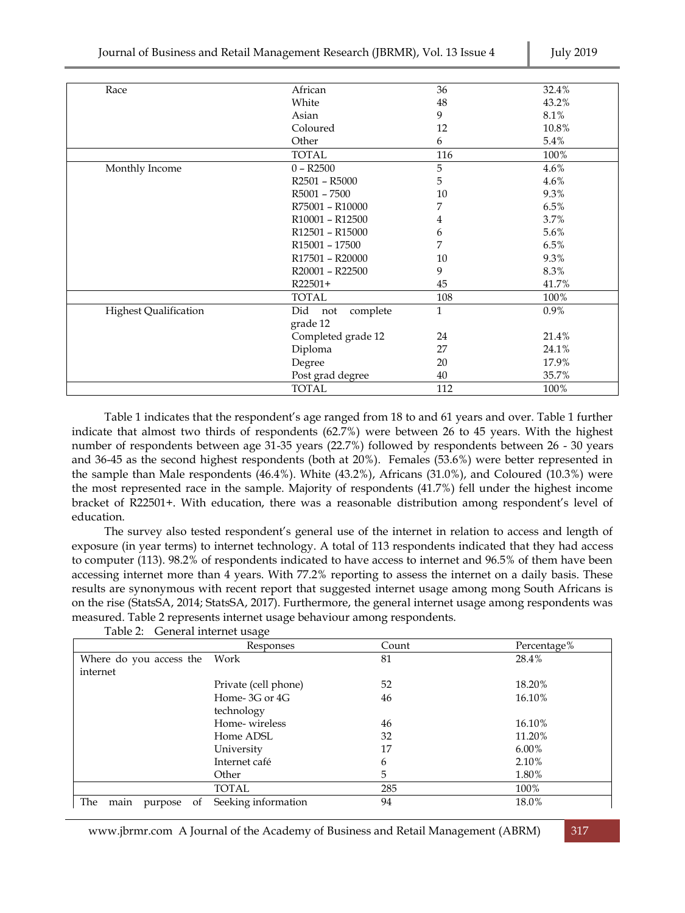| | | | |
|---|---|---|---|
| Race | African | 36 | 32.4% |
| | White | 48 | 43.2% |
| | Asian | 9 | 8.1% |
| | Coloured | 12 | 10.8% |
| | Other | 6 | 5.4% |
| | TOTAL | 116 | 100% |
| Monthly Income | 0 – R2500 | 5 | 4.6% |
| | R2501 – R5000 | 5 | 4.6% |
| | R5001 – 7500 | 10 | 9.3% |
| | R75001 – R10000 | 7 | 6.5% |
| | R10001 – R12500 | 4 | 3.7% |
| | R12501 – R15000 | 6 | 5.6% |
| | R15001 – 17500 | 7 | 6.5% |
| | R17501 – R20000 | 10 | 9.3% |
| | R20001 – R22500 | 9 | 8.3% |
| | R22501+ | 45 | 41.7% |
| | TOTAL | 108 | 100% |
| Highest Qualification | Did not complete grade 12 | 1 | 0.9% |
| | Completed grade 12 | 24 | 21.4% |
| | Diploma | 27 | 24.1% |
| | Degree | 20 | 17.9% |
| | Post grad degree | 40 | 35.7% |
| | TOTAL | 112 | 100% |

Table 1 indicates that the respondent's age ranged from 18 to and 61 years and over. Table 1 further indicate that almost two thirds of respondents (62.7%) were between 26 to 45 years. With the highest number of respondents between age 31-35 years (22.7%) followed by respondents between 26 - 30 years and 36-45 as the second highest respondents (both at 20%). Females (53.6%) were better represented in the sample than Male respondents (46.4%). White (43.2%), Africans (31.0%), and Coloured (10.3%) were the most represented race in the sample. Majority of respondents (41.7%) fell under the highest income bracket of R22501+. With education, there was a reasonable distribution among respondent's level of education.

The survey also tested respondent's general use of the internet in relation to access and length of exposure (in year terms) to internet technology. A total of 113 respondents indicated that they had access to computer (113). 98.2% of respondents indicated to have access to internet and 96.5% of them have been accessing internet more than 4 years. With 77.2% reporting to assess the internet on a daily basis. These results are synonymous with recent report that suggested internet usage among mong South Africans is on the rise (StatsSA, 2014; StatsSA, 2017). Furthermore, the general internet usage among respondents was measured. Table 2 represents internet usage behaviour among respondents.

Table 2: General internet usage

| | Responses | Count | Percentage% |
|---|---|---|---|
| Where do you access the internet | Work | 81 | 28.4% |
| | Private (cell phone) | 52 | 18.20% |
| | Home- 3G or 4G technology | 46 | 16.10% |
| | Home- wireless | 46 | 16.10% |
| | Home ADSL | 32 | 11.20% |
| | University | 17 | 6.00% |
| | Internet café | 6 | 2.10% |
| | Other | 5 | 1.80% |
| | TOTAL | 285 | 100% |
| The main purpose of | Seeking information | 94 | 18.0% |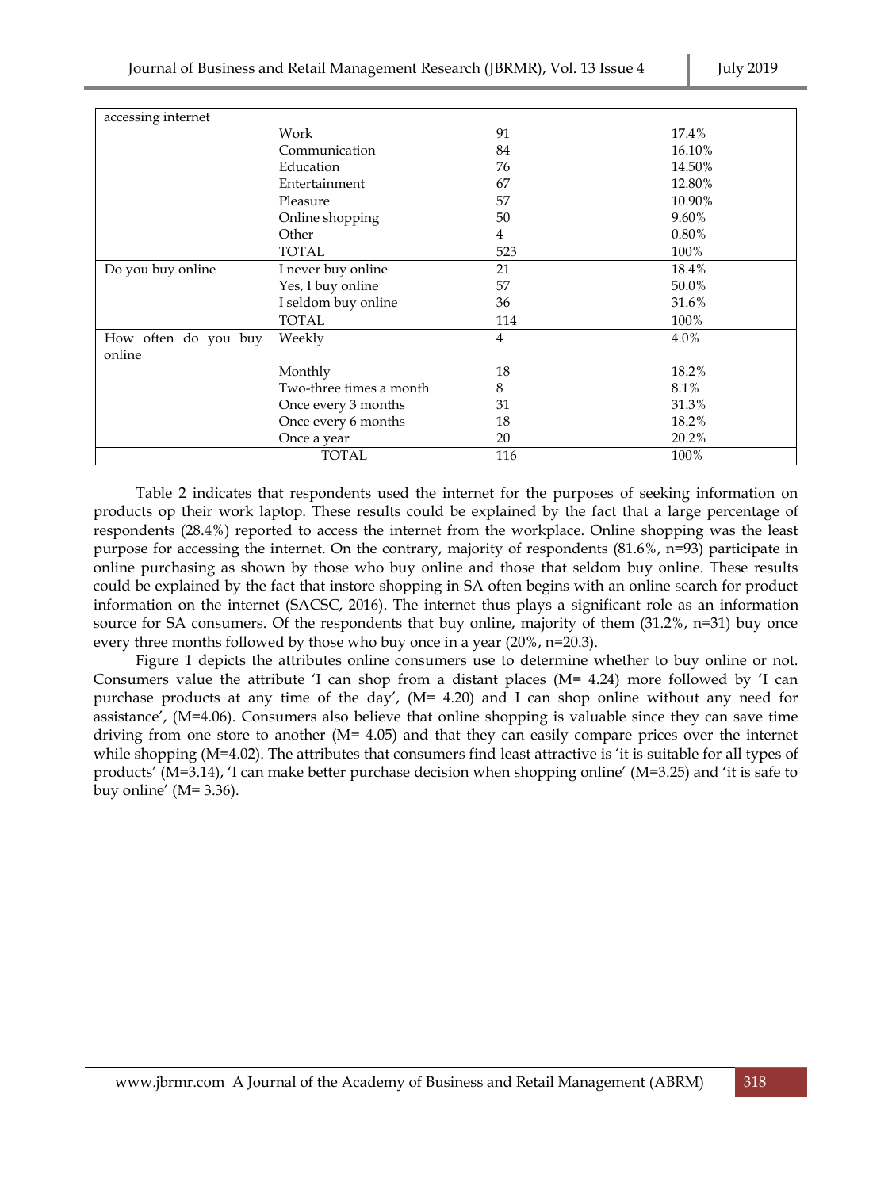| accessing internet | | | |
|---|---|---|---|
| | Work | 91 | 17.4% |
| | Communication | 84 | 16.10% |
| | Education | 76 | 14.50% |
| | Entertainment | 67 | 12.80% |
| | Pleasure | 57 | 10.90% |
| | Online shopping | 50 | 9.60% |
| | Other | 4 | 0.80% |
| | TOTAL | 523 | 100% |
| Do you buy online | I never buy online | 21 | 18.4% |
| | Yes, I buy online | 57 | 50.0% |
| | I seldom buy online | 36 | 31.6% |
| | TOTAL | 114 | 100% |
| How often do you buy online | Weekly | 4 | 4.0% |
| | Monthly | 18 | 18.2% |
| | Two-three times a month | 8 | 8.1% |
| | Once every 3 months | 31 | 31.3% |
| | Once every 6 months | 18 | 18.2% |
| | Once a year | 20 | 20.2% |
| | TOTAL | 116 | 100% |

Table 2 indicates that respondents used the internet for the purposes of seeking information on products op their work laptop. These results could be explained by the fact that a large percentage of respondents (28.4%) reported to access the internet from the workplace. Online shopping was the least purpose for accessing the internet. On the contrary, majority of respondents (81.6%, n=93) participate in online purchasing as shown by those who buy online and those that seldom buy online. These results could be explained by the fact that instore shopping in SA often begins with an online search for product information on the internet (SACSC, 2016). The internet thus plays a significant role as an information source for SA consumers. Of the respondents that buy online, majority of them (31.2%, n=31) buy once every three months followed by those who buy once in a year (20%, n=20.3).

Figure 1 depicts the attributes online consumers use to determine whether to buy online or not. Consumers value the attribute 'I can shop from a distant places (M= 4.24) more followed by 'I can purchase products at any time of the day', (M= 4.20) and I can shop online without any need for assistance', (M=4.06). Consumers also believe that online shopping is valuable since they can save time driving from one store to another (M= 4.05) and that they can easily compare prices over the internet while shopping (M=4.02). The attributes that consumers find least attractive is 'it is suitable for all types of products' (M=3.14), 'I can make better purchase decision when shopping online' (M=3.25) and 'it is safe to buy online' (M= 3.36).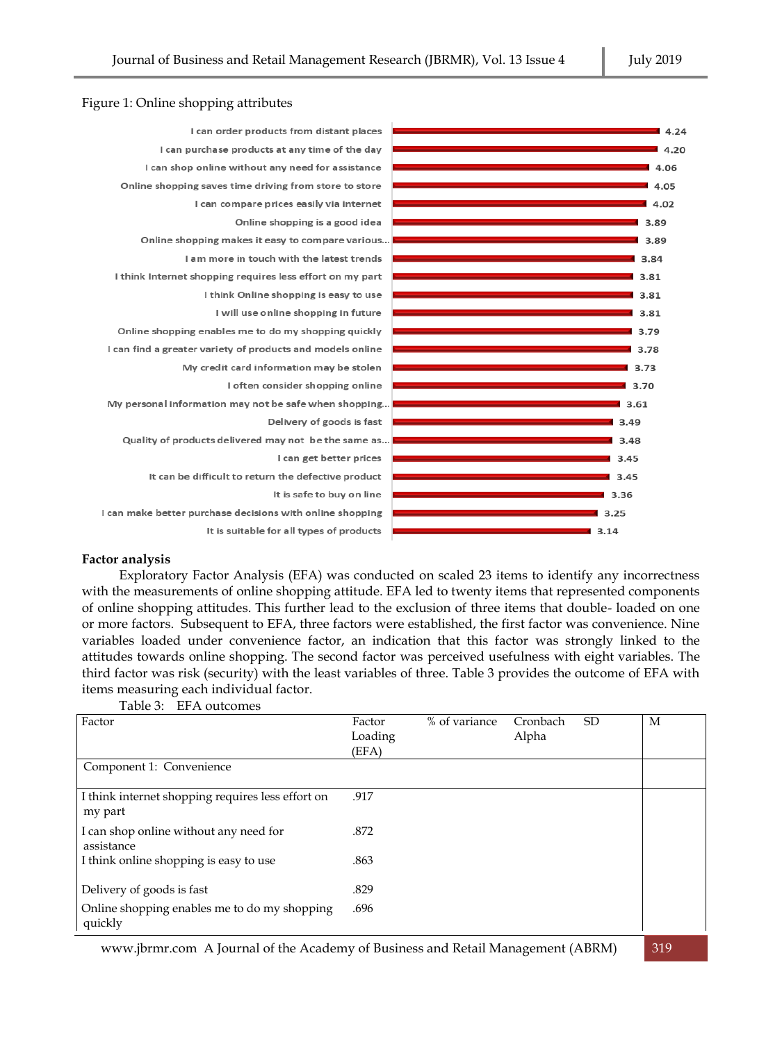Figure 1: Online shopping attributes

| Attribute | Mean |
|---|---|
| I can order products from distant places | 4.24 |
| I can purchase products at any time of the day | 4.20 |
| I can shop online without any need for assistance | 4.06 |
| Online shopping saves time driving from store to store | 4.05 |
| I can compare prices easily via internet | 4.02 |
| Online shopping is a good idea | 3.89 |
| Online shopping makes it easy to compare various... | 3.89 |
| I am more in touch with the latest trends | 3.84 |
| I think Internet shopping requires less effort on my part | 3.81 |
| I think Online shopping is easy to use | 3.81 |
| I will use online shopping in future | 3.81 |
| Online shopping enables me to do my shopping quickly | 3.79 |
| I can find a greater variety of products and models online | 3.78 |
| My credit card information may be stolen | 3.73 |
| I often consider shopping online | 3.70 |
| My personal information may not be safe when shopping... | 3.61 |
| Delivery of goods is fast | 3.49 |
| Quality of products delivered may not be the same as... | 3.48 |
| I can get better prices | 3.45 |
| It can be difficult to return the defective product | 3.45 |
| It is safe to buy on line | 3.36 |
| I can make better purchase decisions with online shopping | 3.25 |
| It is suitable for all types of products | 3.14 |

**Factor analysis**

Exploratory Factor Analysis (EFA) was conducted on scaled 23 items to identify any incorrectness with the measurements of online shopping attitude. EFA led to twenty items that represented components of online shopping attitudes. This further lead to the exclusion of three items that double- loaded on one or more factors. Subsequent to EFA, three factors were established, the first factor was convenience. Nine variables loaded under convenience factor, an indication that this factor was strongly linked to the attitudes towards online shopping. The second factor was perceived usefulness with eight variables. The third factor was risk (security) with the least variables of three. Table 3 provides the outcome of EFA with items measuring each individual factor.

Table 3: EFA outcomes

| Factor | Factor Loading (EFA) | % of variance | Cronbach Alpha | SD | M |
|---|---|---|---|---|---|
| Component 1: Convenience | | | | | |
| I think internet shopping requires less effort on my part | .917 | | | | |
| I can shop online without any need for assistance | .872 | | | | |
| I think online shopping is easy to use | .863 | | | | |
| Delivery of goods is fast | .829 | | | | |
| Online shopping enables me to do my shopping quickly | .696 | | | | |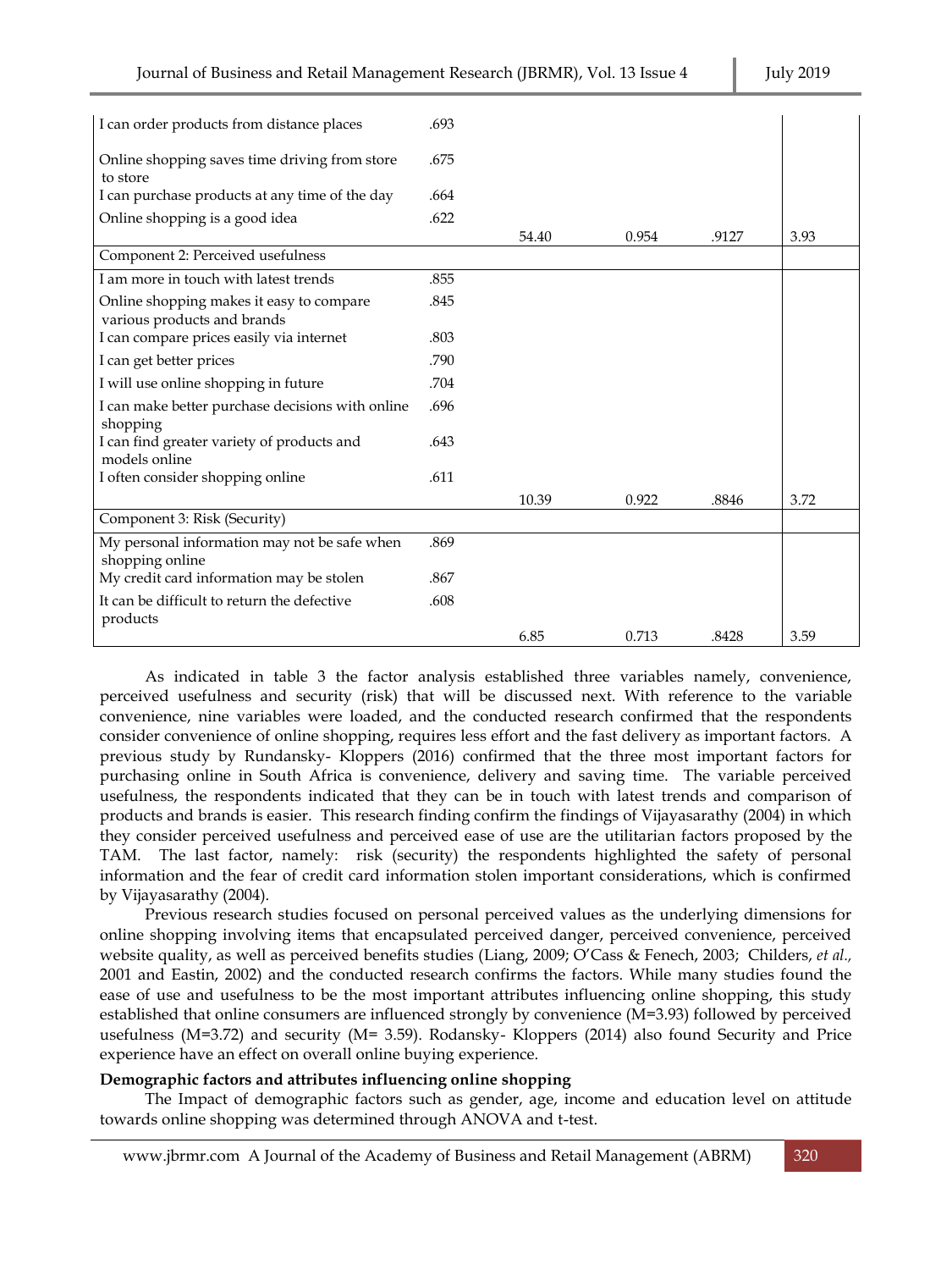| | | | | | |
|---|---|---|---|---|---|
| I can order products from distance places | .693 | | | | |
| Online shopping saves time driving from store to store | .675 | | | | |
| I can purchase products at any time of the day | .664 | | | | |
| Online shopping is a good idea | .622 | | | | |
| | | 54.40 | 0.954 | .9127 | 3.93 |
| Component 2: Perceived usefulness | | | | | |
| I am more in touch with latest trends | .855 | | | | |
| Online shopping makes it easy to compare various products and brands | .845 | | | | |
| I can compare prices easily via internet | .803 | | | | |
| I can get better prices | .790 | | | | |
| I will use online shopping in future | .704 | | | | |
| I can make better purchase decisions with online shopping | .696 | | | | |
| I can find greater variety of products and models online | .643 | | | | |
| I often consider shopping online | .611 | | | | |
| | | 10.39 | 0.922 | .8846 | 3.72 |
| Component 3: Risk (Security) | | | | | |
| My personal information may not be safe when shopping online | .869 | | | | |
| My credit card information may be stolen | .867 | | | | |
| It can be difficult to return the defective products | .608 | | | | |
| | | 6.85 | 0.713 | .8428 | 3.59 |

As indicated in table 3 the factor analysis established three variables namely, convenience, perceived usefulness and security (risk) that will be discussed next. With reference to the variable convenience, nine variables were loaded, and the conducted research confirmed that the respondents consider convenience of online shopping, requires less effort and the fast delivery as important factors. A previous study by Rundansky- Kloppers (2016) confirmed that the three most important factors for purchasing online in South Africa is convenience, delivery and saving time. The variable perceived usefulness, the respondents indicated that they can be in touch with latest trends and comparison of products and brands is easier. This research finding confirm the findings of Vijayasarathy (2004) in which they consider perceived usefulness and perceived ease of use are the utilitarian factors proposed by the TAM. The last factor, namely: risk (security) the respondents highlighted the safety of personal information and the fear of credit card information stolen important considerations, which is confirmed by Vijayasarathy (2004).

Previous research studies focused on personal perceived values as the underlying dimensions for online shopping involving items that encapsulated perceived danger, perceived convenience, perceived website quality, as well as perceived benefits studies (Liang, 2009; O'Cass & Fenech, 2003; Childers, *et al.,* 2001 and Eastin, 2002) and the conducted research confirms the factors. While many studies found the ease of use and usefulness to be the most important attributes influencing online shopping, this study established that online consumers are influenced strongly by convenience (M=3.93) followed by perceived usefulness (M=3.72) and security (M= 3.59). Rodansky- Kloppers (2014) also found Security and Price experience have an effect on overall online buying experience.

**Demographic factors and attributes influencing online shopping**

The Impact of demographic factors such as gender, age, income and education level on attitude towards online shopping was determined through ANOVA and t-test.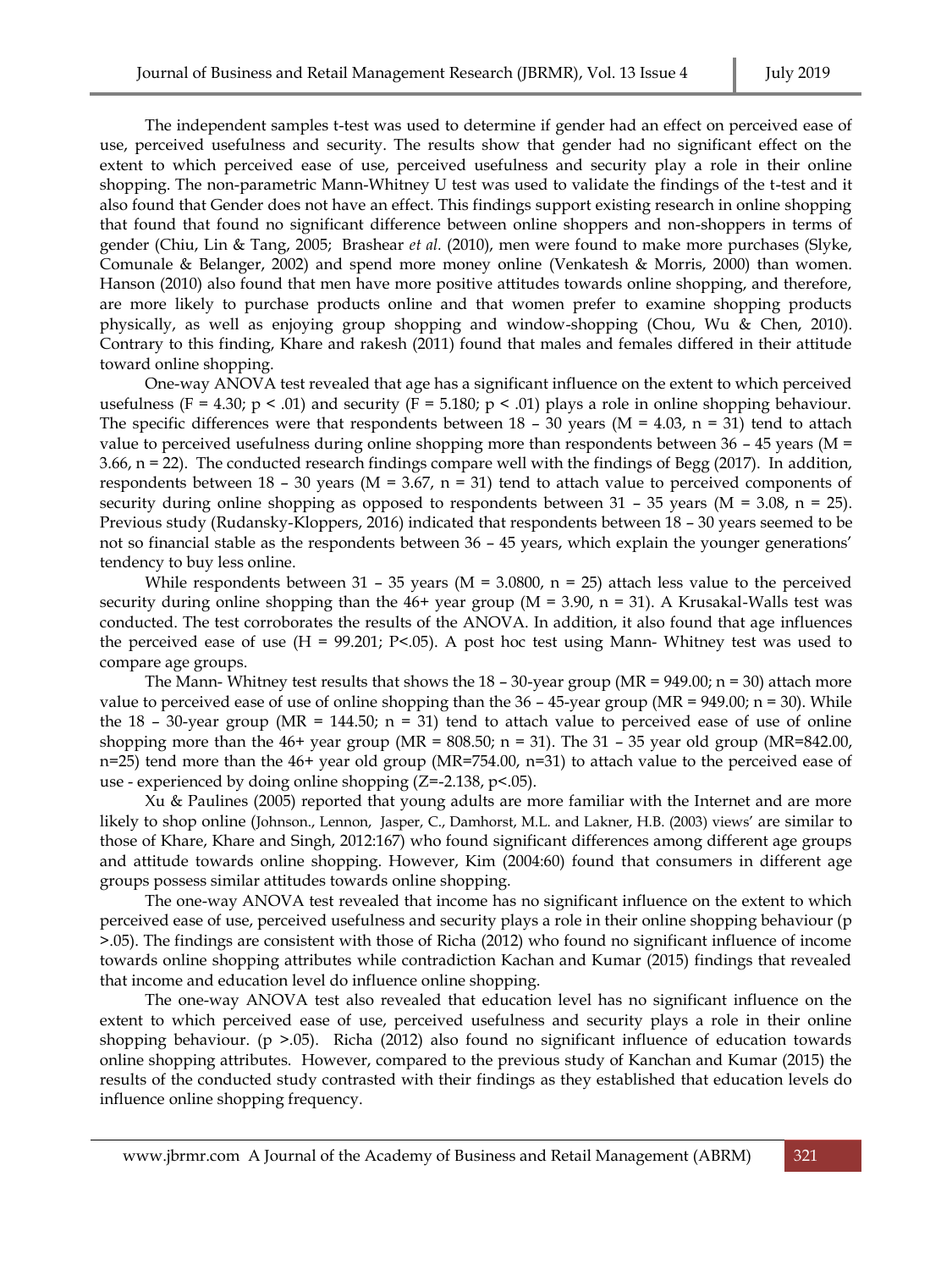The independent samples t-test was used to determine if gender had an effect on perceived ease of use, perceived usefulness and security. The results show that gender had no significant effect on the extent to which perceived ease of use, perceived usefulness and security play a role in their online shopping. The non-parametric Mann-Whitney U test was used to validate the findings of the t-test and it also found that Gender does not have an effect. This findings support existing research in online shopping that found that found no significant difference between online shoppers and non-shoppers in terms of gender (Chiu, Lin & Tang, 2005; Brashear *et al.* (2010), men were found to make more purchases (Slyke, Comunale & Belanger, 2002) and spend more money online (Venkatesh & Morris, 2000) than women. Hanson (2010) also found that men have more positive attitudes towards online shopping, and therefore, are more likely to purchase products online and that women prefer to examine shopping products physically, as well as enjoying group shopping and window-shopping (Chou, Wu & Chen, 2010). Contrary to this finding, Khare and rakesh (2011) found that males and females differed in their attitude toward online shopping.

One-way ANOVA test revealed that age has a significant influence on the extent to which perceived usefulness ($F = 4.30$; $p < .01$) and security ($F = 5.180$; $p < .01$) plays a role in online shopping behaviour. The specific differences were that respondents between 18 – 30 years ($M = 4.03$, $n = 31$) tend to attach value to perceived usefulness during online shopping more than respondents between 36 – 45 years ($M = 3.66$, $n = 22$). The conducted research findings compare well with the findings of Begg (2017). In addition, respondents between 18 – 30 years ($M = 3.67$, $n = 31$) tend to attach value to perceived components of security during online shopping as opposed to respondents between 31 – 35 years ($M = 3.08$, $n = 25$). Previous study (Rudansky-Kloppers, 2016) indicated that respondents between 18 – 30 years seemed to be not so financial stable as the respondents between 36 – 45 years, which explain the younger generations' tendency to buy less online.

While respondents between 31 – 35 years ($M = 3.0800$, $n = 25$) attach less value to the perceived security during online shopping than the 46+ year group ($M = 3.90$, $n = 31$). A Krusakal-Walls test was conducted. The test corroborates the results of the ANOVA. In addition, it also found that age influences the perceived ease of use ($H = 99.201$; $P<.05$). A post hoc test using Mann- Whitney test was used to compare age groups.

The Mann- Whitney test results that shows the 18 – 30-year group ($MR = 949.00$; $n = 30$) attach more value to perceived ease of use of online shopping than the 36 – 45-year group ($MR = 949.00$; $n = 30$). While the 18 – 30-year group ($MR = 144.50$; $n = 31$) tend to attach value to perceived ease of use of online shopping more than the 46+ year group ($MR = 808.50$; $n = 31$). The 31 – 35 year old group ($MR=842.00$, $n=25$) tend more than the 46+ year old group ($MR=754.00$, $n=31$) to attach value to the perceived ease of use - experienced by doing online shopping ($Z=-2.138$, $p<.05$).

Xu & Paulines (2005) reported that young adults are more familiar with the Internet and are more likely to shop online (Johnson., Lennon, Jasper, C., Damhorst, M.L. and Lakner, H.B. (2003) views' are similar to those of Khare, Khare and Singh, 2012:167) who found significant differences among different age groups and attitude towards online shopping. However, Kim (2004:60) found that consumers in different age groups possess similar attitudes towards online shopping.

The one-way ANOVA test revealed that income has no significant influence on the extent to which perceived ease of use, perceived usefulness and security plays a role in their online shopping behaviour ($p >.05$). The findings are consistent with those of Richa (2012) who found no significant influence of income towards online shopping attributes while contradiction Kachan and Kumar (2015) findings that revealed that income and education level do influence online shopping.

The one-way ANOVA test also revealed that education level has no significant influence on the extent to which perceived ease of use, perceived usefulness and security plays a role in their online shopping behaviour. ($p >.05$). Richa (2012) also found no significant influence of education towards online shopping attributes. However, compared to the previous study of Kanchan and Kumar (2015) the results of the conducted study contrasted with their findings as they established that education levels do influence online shopping frequency.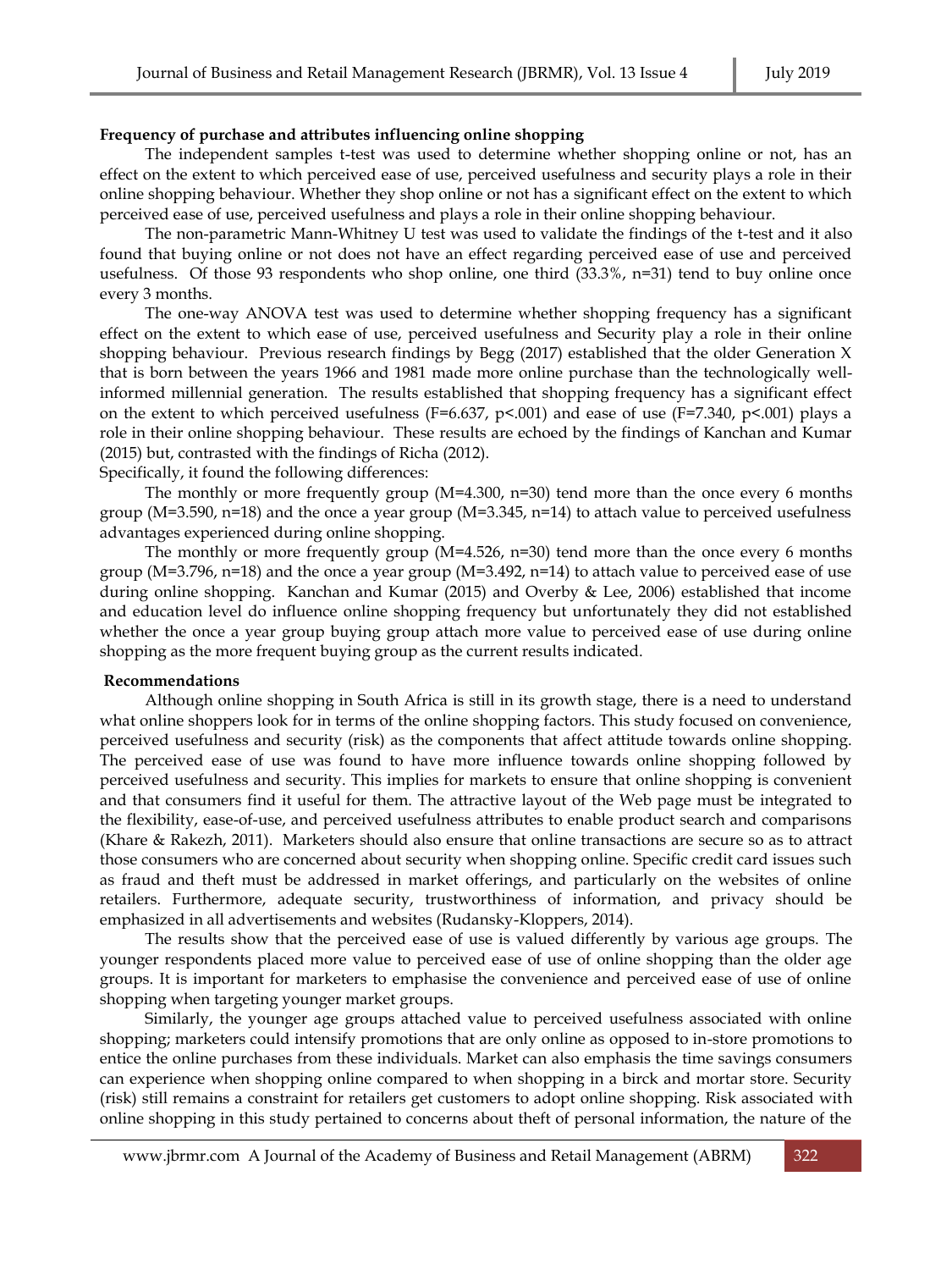**Frequency of purchase and attributes influencing online shopping**

The independent samples t-test was used to determine whether shopping online or not, has an effect on the extent to which perceived ease of use, perceived usefulness and security plays a role in their online shopping behaviour. Whether they shop online or not has a significant effect on the extent to which perceived ease of use, perceived usefulness and plays a role in their online shopping behaviour.

The non-parametric Mann-Whitney U test was used to validate the findings of the t-test and it also found that buying online or not does not have an effect regarding perceived ease of use and perceived usefulness. Of those 93 respondents who shop online, one third (33.3%, n=31) tend to buy online once every 3 months.

The one-way ANOVA test was used to determine whether shopping frequency has a significant effect on the extent to which ease of use, perceived usefulness and Security play a role in their online shopping behaviour. Previous research findings by Begg (2017) established that the older Generation X that is born between the years 1966 and 1981 made more online purchase than the technologically well-informed millennial generation. The results established that shopping frequency has a significant effect on the extent to which perceived usefulness ($F=6.637$, $p<.001$) and ease of use ($F=7.340$, $p<.001$) plays a role in their online shopping behaviour. These results are echoed by the findings of Kanchan and Kumar (2015) but, contrasted with the findings of Richa (2012).

Specifically, it found the following differences:

The monthly or more frequently group ($M=4.300$, $n=30$) tend more than the once every 6 months group ($M=3.590$, $n=18$) and the once a year group ($M=3.345$, $n=14$) to attach value to perceived usefulness advantages experienced during online shopping.

The monthly or more frequently group ($M=4.526$, $n=30$) tend more than the once every 6 months group ($M=3.796$, $n=18$) and the once a year group ($M=3.492$, $n=14$) to attach value to perceived ease of use during online shopping. Kanchan and Kumar (2015) and Overby & Lee, 2006) established that income and education level do influence online shopping frequency but unfortunately they did not established whether the once a year group buying group attach more value to perceived ease of use during online shopping as the more frequent buying group as the current results indicated.

**Recommendations**

Although online shopping in South Africa is still in its growth stage, there is a need to understand what online shoppers look for in terms of the online shopping factors. This study focused on convenience, perceived usefulness and security (risk) as the components that affect attitude towards online shopping. The perceived ease of use was found to have more influence towards online shopping followed by perceived usefulness and security. This implies for markets to ensure that online shopping is convenient and that consumers find it useful for them. The attractive layout of the Web page must be integrated to the flexibility, ease-of-use, and perceived usefulness attributes to enable product search and comparisons (Khare & Rakezh, 2011). Marketers should also ensure that online transactions are secure so as to attract those consumers who are concerned about security when shopping online. Specific credit card issues such as fraud and theft must be addressed in market offerings, and particularly on the websites of online retailers. Furthermore, adequate security, trustworthiness of information, and privacy should be emphasized in all advertisements and websites (Rudansky-Kloppers, 2014).

The results show that the perceived ease of use is valued differently by various age groups. The younger respondents placed more value to perceived ease of use of online shopping than the older age groups. It is important for marketers to emphasise the convenience and perceived ease of use of online shopping when targeting younger market groups.

Similarly, the younger age groups attached value to perceived usefulness associated with online shopping; marketers could intensify promotions that are only online as opposed to in-store promotions to entice the online purchases from these individuals. Market can also emphasis the time savings consumers can experience when shopping online compared to when shopping in a birck and mortar store. Security (risk) still remains a constraint for retailers get customers to adopt online shopping. Risk associated with online shopping in this study pertained to concerns about theft of personal information, the nature of the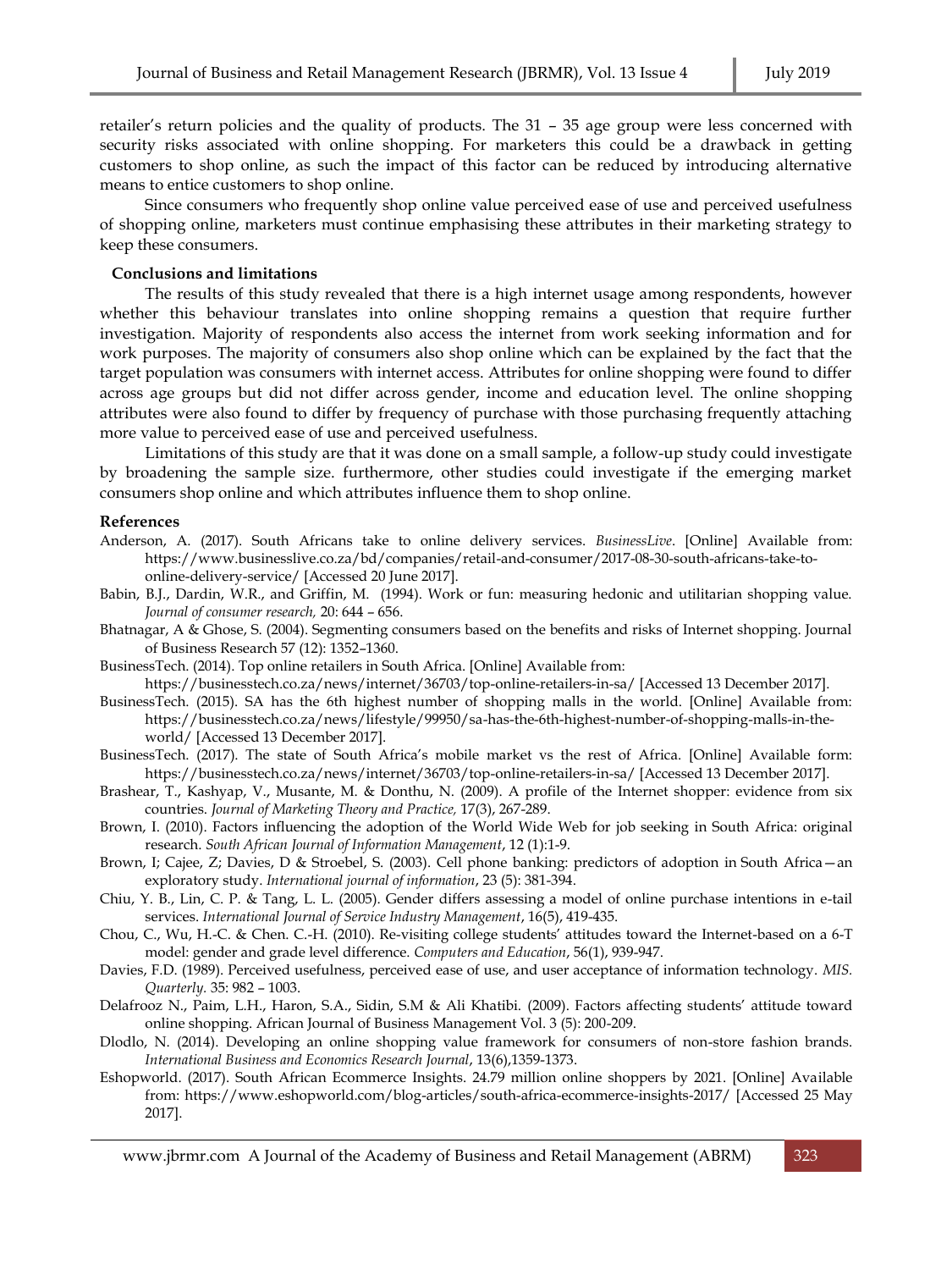retailer's return policies and the quality of products. The 31 – 35 age group were less concerned with security risks associated with online shopping. For marketers this could be a drawback in getting customers to shop online, as such the impact of this factor can be reduced by introducing alternative means to entice customers to shop online.

Since consumers who frequently shop online value perceived ease of use and perceived usefulness of shopping online, marketers must continue emphasising these attributes in their marketing strategy to keep these consumers.

**Conclusions and limitations**

The results of this study revealed that there is a high internet usage among respondents, however whether this behaviour translates into online shopping remains a question that require further investigation. Majority of respondents also access the internet from work seeking information and for work purposes. The majority of consumers also shop online which can be explained by the fact that the target population was consumers with internet access. Attributes for online shopping were found to differ across age groups but did not differ across gender, income and education level. The online shopping attributes were also found to differ by frequency of purchase with those purchasing frequently attaching more value to perceived ease of use and perceived usefulness.

Limitations of this study are that it was done on a small sample, a follow-up study could investigate by broadening the sample size. furthermore, other studies could investigate if the emerging market consumers shop online and which attributes influence them to shop online.

## References

Anderson, A. (2017). South Africans take to online delivery services. *BusinessLive*. [Online] Available from: https://www.businesslive.co.za/bd/companies/retail-and-consumer/2017-08-30-south-africans-take-to-online-delivery-service/ [Accessed 20 June 2017].

Babin, B.J., Dardin, W.R., and Griffin, M. (1994). Work or fun: measuring hedonic and utilitarian shopping value. *Journal of consumer research,* 20: 644 – 656.

Bhatnagar, A & Ghose, S. (2004). Segmenting consumers based on the benefits and risks of Internet shopping. Journal of Business Research 57 (12): 1352–1360.

BusinessTech. (2014). Top online retailers in South Africa. [Online] Available from: https://businesstech.co.za/news/internet/36703/top-online-retailers-in-sa/ [Accessed 13 December 2017].

BusinessTech. (2015). SA has the 6th highest number of shopping malls in the world. [Online] Available from: https://businesstech.co.za/news/lifestyle/99950/sa-has-the-6th-highest-number-of-shopping-malls-in-the-world/ [Accessed 13 December 2017].

BusinessTech. (2017). The state of South Africa's mobile market vs the rest of Africa. [Online] Available form: https://businesstech.co.za/news/internet/36703/top-online-retailers-in-sa/ [Accessed 13 December 2017].

Brashear, T., Kashyap, V., Musante, M. & Donthu, N. (2009). A profile of the Internet shopper: evidence from six countries. *Journal of Marketing Theory and Practice,* 17(3), 267-289.

Brown, I. (2010). Factors influencing the adoption of the World Wide Web for job seeking in South Africa: original research. *South African Journal of Information Management*, 12 (1):1-9.

Brown, I; Cajee, Z; Davies, D & Stroebel, S. (2003). Cell phone banking: predictors of adoption in South Africa—an exploratory study. *International journal of information*, 23 (5): 381-394.

Chiu, Y. B., Lin, C. P. & Tang, L. L. (2005). Gender differs assessing a model of online purchase intentions in e-tail services. *International Journal of Service Industry Management*, 16(5), 419-435.

Chou, C., Wu, H.-C. & Chen. C.-H. (2010). Re-visiting college students' attitudes toward the Internet-based on a 6-T model: gender and grade level difference. *Computers and Education*, 56(1), 939-947.

Davies, F.D. (1989). Perceived usefulness, perceived ease of use, and user acceptance of information technology. *MIS. Quarterly*. 35: 982 – 1003.

Delafrooz N., Paim, L.H., Haron, S.A., Sidin, S.M & Ali Khatibi. (2009). Factors affecting students' attitude toward online shopping. African Journal of Business Management Vol. 3 (5): 200-209.

Dlodlo, N. (2014). Developing an online shopping value framework for consumers of non-store fashion brands. *International Business and Economics Research Journal*, 13(6),1359-1373.

Eshopworld. (2017). South African Ecommerce Insights. 24.79 million online shoppers by 2021. [Online] Available from: https://www.eshopworld.com/blog-articles/south-africa-ecommerce-insights-2017/ [Accessed 25 May 2017].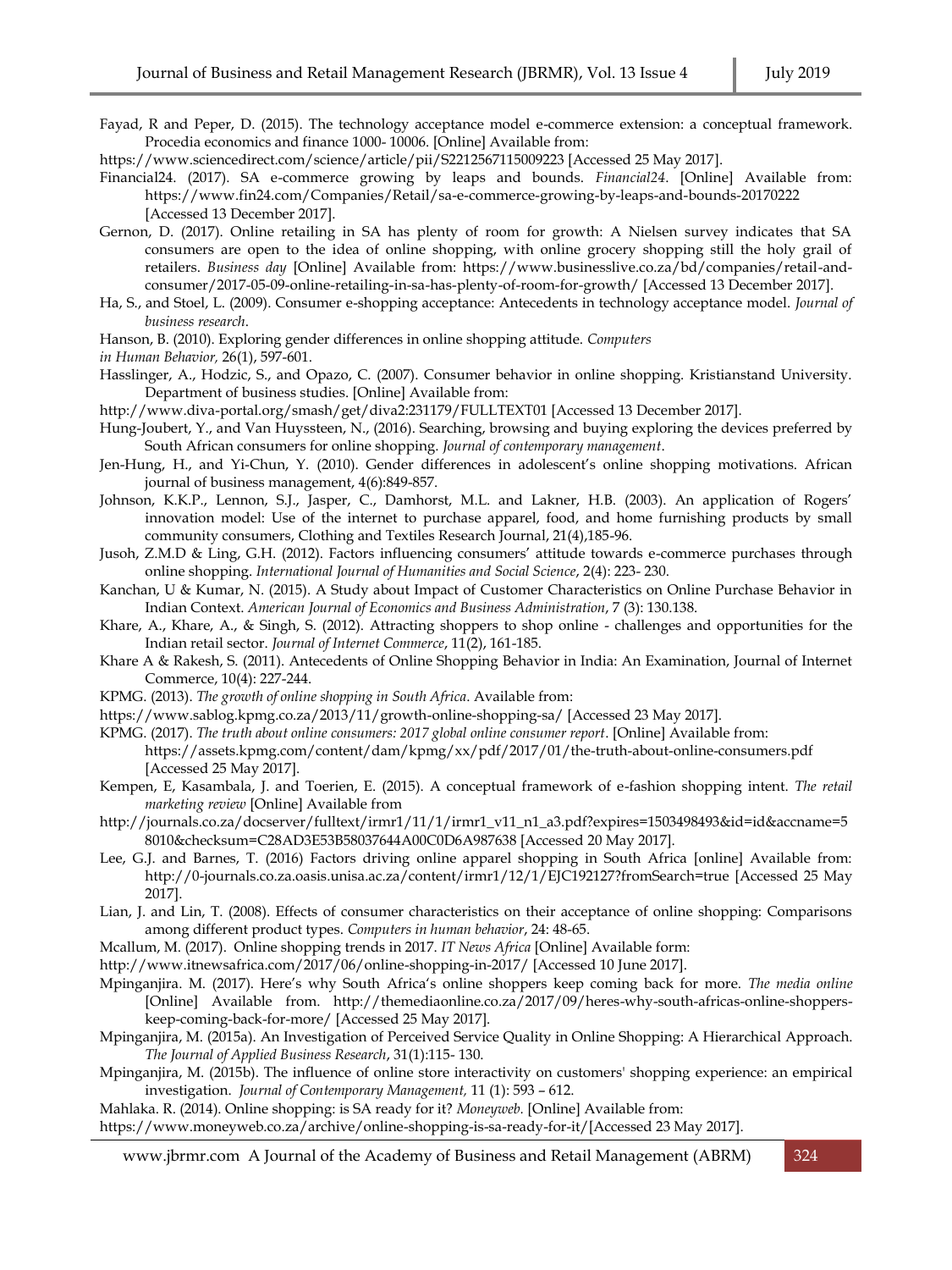Fayad, R and Peper, D. (2015). The technology acceptance model e-commerce extension: a conceptual framework. Procedia economics and finance 1000- 10006. [Online] Available from: https://www.sciencedirect.com/science/article/pii/S2212567115009223 [Accessed 25 May 2017].

Financial24. (2017). SA e-commerce growing by leaps and bounds. *Financial24*. [Online] Available from: https://www.fin24.com/Companies/Retail/sa-e-commerce-growing-by-leaps-and-bounds-20170222 [Accessed 13 December 2017].

Gernon, D. (2017). Online retailing in SA has plenty of room for growth: A Nielsen survey indicates that SA consumers are open to the idea of online shopping, with online grocery shopping still the holy grail of retailers. *Business day* [Online] Available from: https://www.businesslive.co.za/bd/companies/retail-and-consumer/2017-05-09-online-retailing-in-sa-has-plenty-of-room-for-growth/ [Accessed 13 December 2017].

Ha, S., and Stoel, L. (2009). Consumer e-shopping acceptance: Antecedents in technology acceptance model. *Journal of business research*.

Hanson, B. (2010). Exploring gender differences in online shopping attitude. *Computers in Human Behavior,* 26(1), 597-601.

Hasslinger, A., Hodzic, S., and Opazo, C. (2007). Consumer behavior in online shopping. Kristianstand University. Department of business studies. [Online] Available from: http://www.diva-portal.org/smash/get/diva2:231179/FULLTEXT01 [Accessed 13 December 2017].

Hung-Joubert, Y., and Van Huyssteen, N., (2016). Searching, browsing and buying exploring the devices preferred by South African consumers for online shopping. *Journal of contemporary management*.

Jen-Hung, H., and Yi-Chun, Y. (2010). Gender differences in adolescent's online shopping motivations. African journal of business management, 4(6):849-857.

Johnson, K.K.P., Lennon, S.J., Jasper, C., Damhorst, M.L. and Lakner, H.B. (2003). An application of Rogers' innovation model: Use of the internet to purchase apparel, food, and home furnishing products by small community consumers, Clothing and Textiles Research Journal, 21(4),185-96.

Jusoh, Z.M.D & Ling, G.H. (2012). Factors influencing consumers' attitude towards e-commerce purchases through online shopping. *International Journal of Humanities and Social Science*, 2(4): 223- 230.

Kanchan, U & Kumar, N. (2015). A Study about Impact of Customer Characteristics on Online Purchase Behavior in Indian Context. *American Journal of Economics and Business Administration*, 7 (3): 130.138.

Khare, A., Khare, A., & Singh, S. (2012). Attracting shoppers to shop online - challenges and opportunities for the Indian retail sector. *Journal of Internet Commerce*, 11(2), 161-185.

Khare A & Rakesh, S. (2011). Antecedents of Online Shopping Behavior in India: An Examination, Journal of Internet Commerce, 10(4): 227-244.

KPMG. (2013). *The growth of online shopping in South Africa*. Available from: https://www.sablog.kpmg.co.za/2013/11/growth-online-shopping-sa/ [Accessed 23 May 2017].

KPMG. (2017). *The truth about online consumers: 2017 global online consumer report*. [Online] Available from: https://assets.kpmg.com/content/dam/kpmg/xx/pdf/2017/01/the-truth-about-online-consumers.pdf [Accessed 25 May 2017].

Kempen, E, Kasambala, J. and Toerien, E. (2015). A conceptual framework of e-fashion shopping intent. *The retail marketing review* [Online] Available from http://journals.co.za/docserver/fulltext/irmr1/11/1/irmr1_v11_n1_a3.pdf?expires=1503498493&id=id&accname=58010&checksum=C28AD3E53B58037644A00C0D6A987638 [Accessed 20 May 2017].

Lee, G.J. and Barnes, T. (2016) Factors driving online apparel shopping in South Africa [online] Available from: http://0-journals.co.za.oasis.unisa.ac.za/content/irmr1/12/1/EJC192127?fromSearch=true [Accessed 25 May 2017].

Lian, J. and Lin, T. (2008). Effects of consumer characteristics on their acceptance of online shopping: Comparisons among different product types. *Computers in human behavior*, 24: 48-65.

Mcallum, M. (2017). Online shopping trends in 2017. *IT News Africa* [Online] Available form: http://www.itnewsafrica.com/2017/06/online-shopping-in-2017/ [Accessed 10 June 2017].

Mpinganjira. M. (2017). Here's why South Africa's online shoppers keep coming back for more. *The media online* [Online] Available from. http://themediaonline.co.za/2017/09/heres-why-south-africas-online-shoppers-keep-coming-back-for-more/ [Accessed 25 May 2017].

Mpinganjira, M. (2015a). An Investigation of Perceived Service Quality in Online Shopping: A Hierarchical Approach. *The Journal of Applied Business Research*, 31(1):115- 130.

Mpinganjira, M. (2015b). The influence of online store interactivity on customers' shopping experience: an empirical investigation. *Journal of Contemporary Management,* 11 (1): 593 – 612.

Mahlaka. R. (2014). Online shopping: is SA ready for it? *Moneyweb.* [Online] Available from: https://www.moneyweb.co.za/archive/online-shopping-is-sa-ready-for-it/[Accessed 23 May 2017].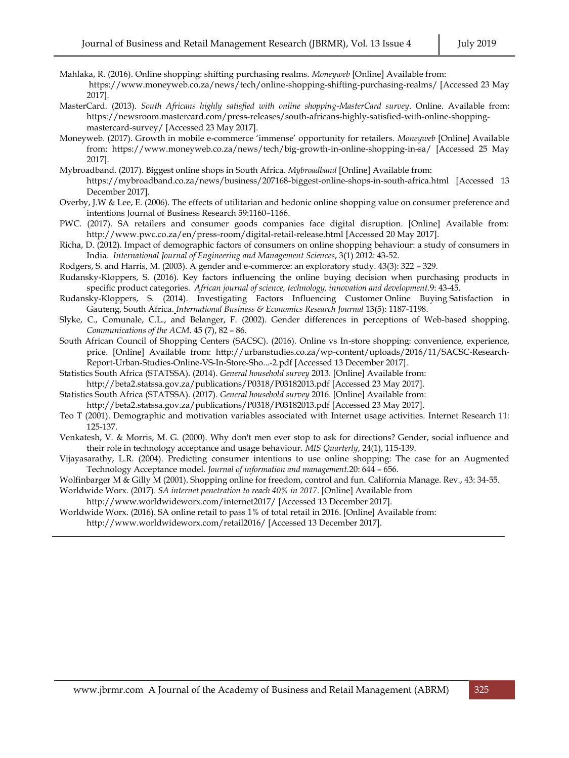Mahlaka, R. (2016). Online shopping: shifting purchasing realms. *Moneyweb* [Online] Available from: https://www.moneyweb.co.za/news/tech/online-shopping-shifting-purchasing-realms/ [Accessed 23 May 2017].

MasterCard. (2013). *South Africans highly satisfied with online shopping-MasterCard survey*. Online. Available from: https://newsroom.mastercard.com/press-releases/south-africans-highly-satisfied-with-online-shopping-mastercard-survey/ [Accessed 23 May 2017].

Moneyweb. (2017). Growth in mobile e-commerce 'immense' opportunity for retailers. *Moneyweb* [Online] Available from: https://www.moneyweb.co.za/news/tech/big-growth-in-online-shopping-in-sa/ [Accessed 25 May 2017].

Mybroadband. (2017). Biggest online shops in South Africa. *Mybroadband* [Online] Available from: https://mybroadband.co.za/news/business/207168-biggest-online-shops-in-south-africa.html [Accessed 13 December 2017].

Overby, J.W & Lee, E. (2006). The effects of utilitarian and hedonic online shopping value on consumer preference and intentions Journal of Business Research 59:1160–1166.

PWC. (2017). SA retailers and consumer goods companies face digital disruption. [Online] Available from: http://www.pwc.co.za/en/press-room/digital-retail-release.html [Accessed 20 May 2017].

Richa, D. (2012). Impact of demographic factors of consumers on online shopping behaviour: a study of consumers in India. *International Journal of Engineering and Management Sciences*, 3(1) 2012: 43-52.

Rodgers, S. and Harris, M. (2003). A gender and e-commerce: an exploratory study. 43(3): 322 – 329.

Rudansky-Kloppers, S. (2016). Key factors influencing the online buying decision when purchasing products in specific product categories. *African journal of science, technology, innovation and development.*9: 43-45.

Rudansky-Kloppers, S. (2014). Investigating Factors Influencing Customer Online Buying Satisfaction in Gauteng, South Africa. *International Business & Economics Research Journal* 13(5): 1187-1198.

Slyke, C., Comunale, C.L., and Belanger, F. (2002). Gender differences in perceptions of Web-based shopping. *Communications of the ACM*. 45 (7), 82 – 86.

South African Council of Shopping Centers (SACSC). (2016). Online vs In-store shopping: convenience, experience, price. [Online] Available from: http://urbanstudies.co.za/wp-content/uploads/2016/11/SACSC-Research-Report-Urban-Studies-Online-VS-In-Store-Sho...-2.pdf [Accessed 13 December 2017].

Statistics South Africa (STATSSA). (2014). *General household survey* 2013. [Online] Available from: http://beta2.statssa.gov.za/publications/P0318/P03182013.pdf [Accessed 23 May 2017].

Statistics South Africa (STATSSA). (2017). *General household survey* 2016. [Online] Available from: http://beta2.statssa.gov.za/publications/P0318/P03182013.pdf [Accessed 23 May 2017].

Teo T (2001). Demographic and motivation variables associated with Internet usage activities. Internet Research 11: 125-137.

Venkatesh, V. & Morris, M. G. (2000). Why don't men ever stop to ask for directions? Gender, social influence and their role in technology acceptance and usage behaviour. *MIS Quarterly*, 24(1), 115-139.

Vijayasarathy, L.R. (2004). Predicting consumer intentions to use online shopping: The case for an Augmented Technology Acceptance model. *Journal of information and management.*20: 644 – 656.

Wolfinbarger M & Gilly M (2001). Shopping online for freedom, control and fun. California Manage. Rev., 43: 34-55.

Worldwide Worx. (2017). *SA internet penetration to reach 40% in 2017*. [Online] Available from http://www.worldwideworx.com/internet2017/ [Accessed 13 December 2017].

Worldwide Worx. (2016). SA online retail to pass 1% of total retail in 2016. [Online] Available from: http://www.worldwideworx.com/retail2016/ [Accessed 13 December 2017].